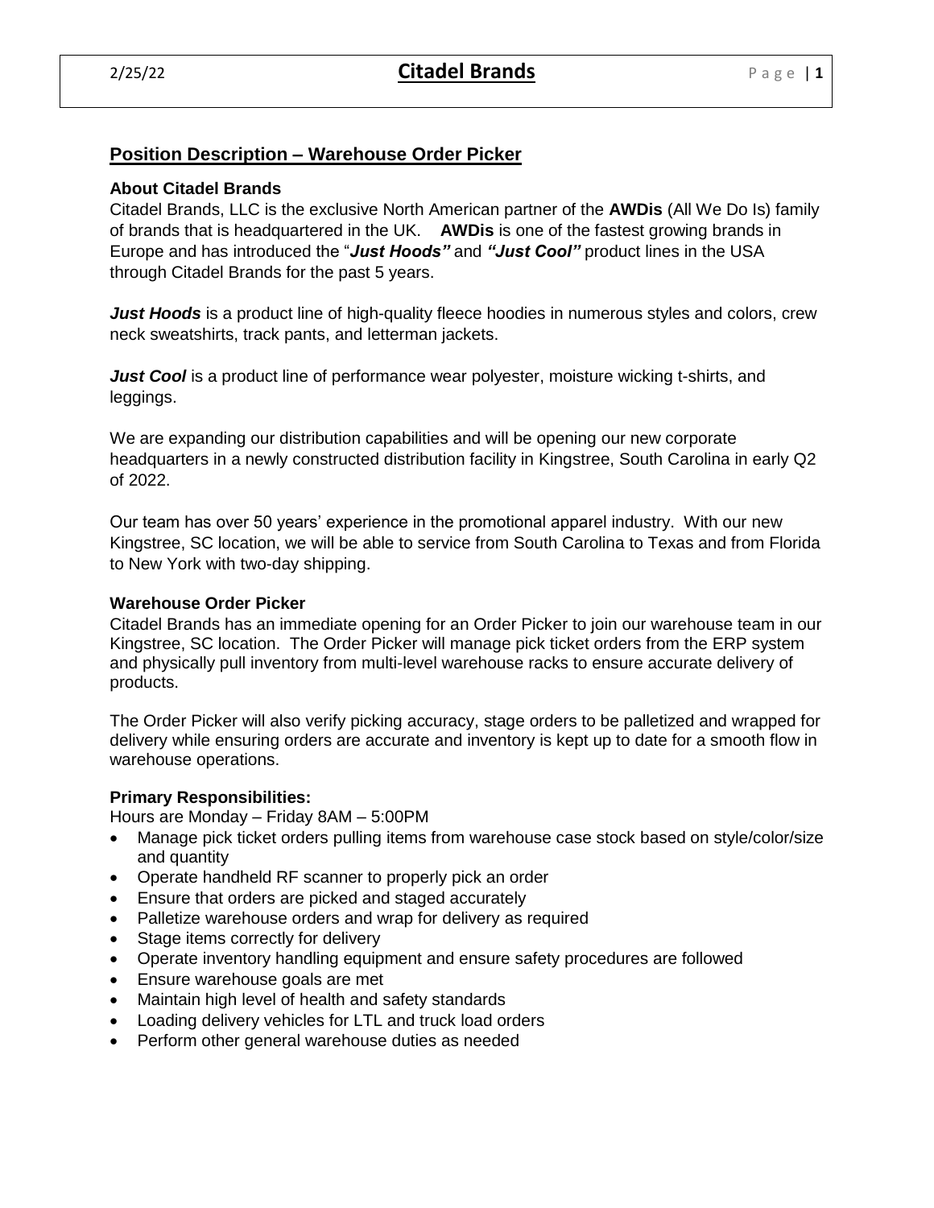## Position Description – Warehouse Order Picker

### About Citadel Brands

Citadel Brands, LLC is the exclusive North American partner of the **AWDis** (All We Do Is) family of brands that is headquartered in the UK. **AWDis** is one of the fastest growing brands in Europe and has introduced the "***Just Hoods"*** and ***"Just Cool"*** product lines in the USA through Citadel Brands for the past 5 years.

***Just Hoods*** is a product line of high-quality fleece hoodies in numerous styles and colors, crew neck sweatshirts, track pants, and letterman jackets.

***Just Cool*** is a product line of performance wear polyester, moisture wicking t-shirts, and leggings.

We are expanding our distribution capabilities and will be opening our new corporate headquarters in a newly constructed distribution facility in Kingstree, South Carolina in early Q2 of 2022.

Our team has over 50 years' experience in the promotional apparel industry. With our new Kingstree, SC location, we will be able to service from South Carolina to Texas and from Florida to New York with two-day shipping.

### Warehouse Order Picker

Citadel Brands has an immediate opening for an Order Picker to join our warehouse team in our Kingstree, SC location. The Order Picker will manage pick ticket orders from the ERP system and physically pull inventory from multi-level warehouse racks to ensure accurate delivery of products.

The Order Picker will also verify picking accuracy, stage orders to be palletized and wrapped for delivery while ensuring orders are accurate and inventory is kept up to date for a smooth flow in warehouse operations.

### Primary Responsibilities:

Hours are Monday – Friday 8AM – 5:00PM

- Manage pick ticket orders pulling items from warehouse case stock based on style/color/size and quantity
- Operate handheld RF scanner to properly pick an order
- Ensure that orders are picked and staged accurately
- Palletize warehouse orders and wrap for delivery as required
- Stage items correctly for delivery
- Operate inventory handling equipment and ensure safety procedures are followed
- Ensure warehouse goals are met
- Maintain high level of health and safety standards
- Loading delivery vehicles for LTL and truck load orders
- Perform other general warehouse duties as needed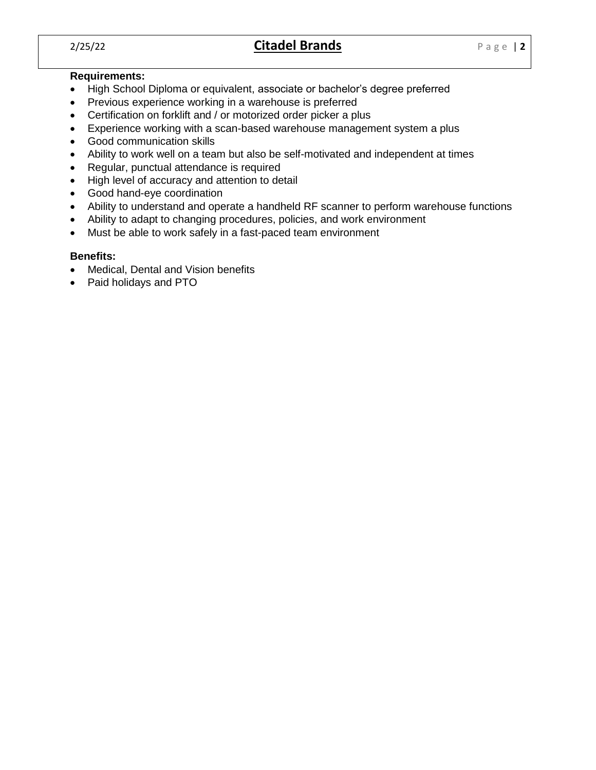**Requirements:**

- High School Diploma or equivalent, associate or bachelor's degree preferred
- Previous experience working in a warehouse is preferred
- Certification on forklift and / or motorized order picker a plus
- Experience working with a scan-based warehouse management system a plus
- Good communication skills
- Ability to work well on a team but also be self-motivated and independent at times
- Regular, punctual attendance is required
- High level of accuracy and attention to detail
- Good hand-eye coordination
- Ability to understand and operate a handheld RF scanner to perform warehouse functions
- Ability to adapt to changing procedures, policies, and work environment
- Must be able to work safely in a fast-paced team environment

**Benefits:**

- Medical, Dental and Vision benefits
- Paid holidays and PTO